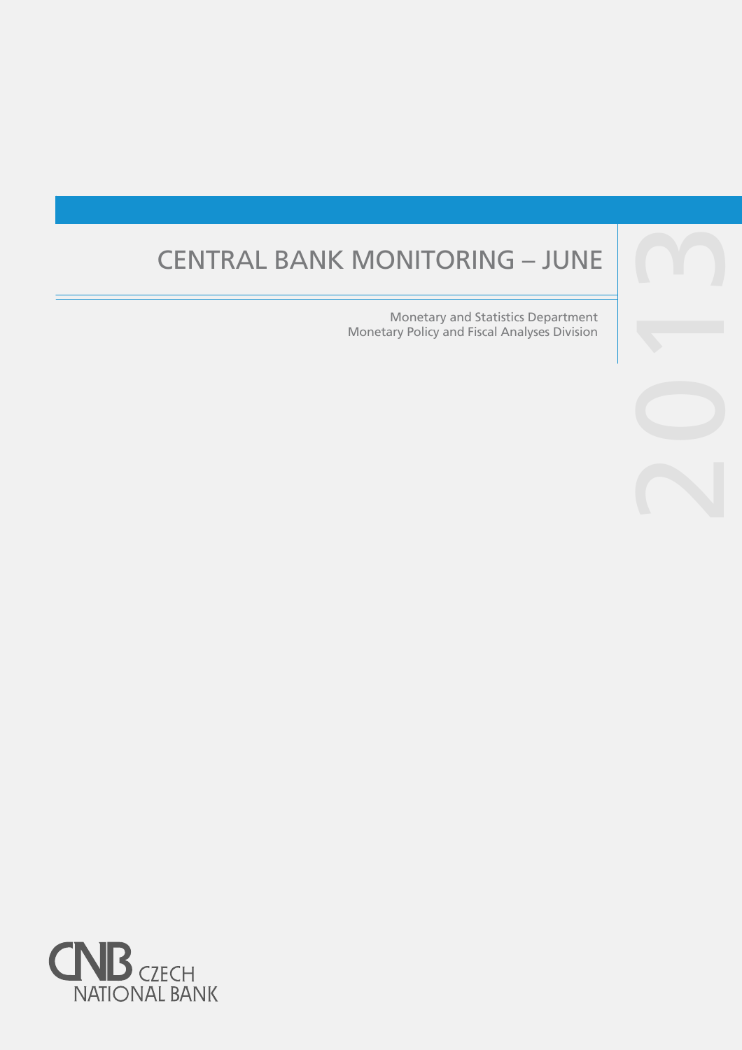# CENTRAL BANK MONITORING – JUNE 2013

Monetary and Statistics Department
Monetary Policy and Fiscal Analyses Division

CZECH NATIONAL BANK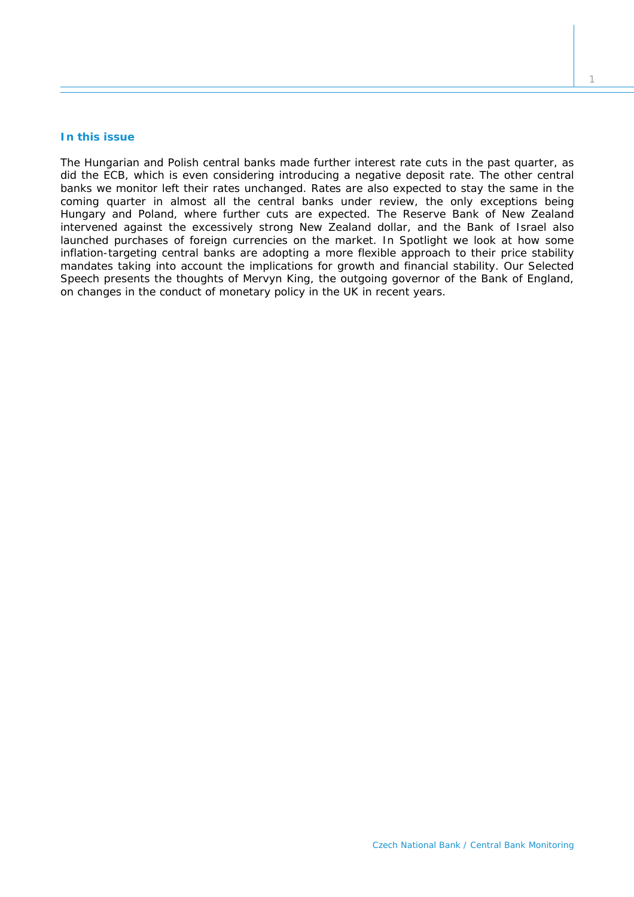### In this issue

The Hungarian and Polish central banks made further interest rate cuts in the past quarter, as did the ECB, which is even considering introducing a negative deposit rate. The other central banks we monitor left their rates unchanged. Rates are also expected to stay the same in the coming quarter in almost all the central banks under review, the only exceptions being Hungary and Poland, where further cuts are expected. The Reserve Bank of New Zealand intervened against the excessively strong New Zealand dollar, and the Bank of Israel also launched purchases of foreign currencies on the market. In Spotlight we look at how some inflation-targeting central banks are adopting a more flexible approach to their price stability mandates taking into account the implications for growth and financial stability. Our Selected Speech presents the thoughts of Mervyn King, the outgoing governor of the Bank of England, on changes in the conduct of monetary policy in the UK in recent years.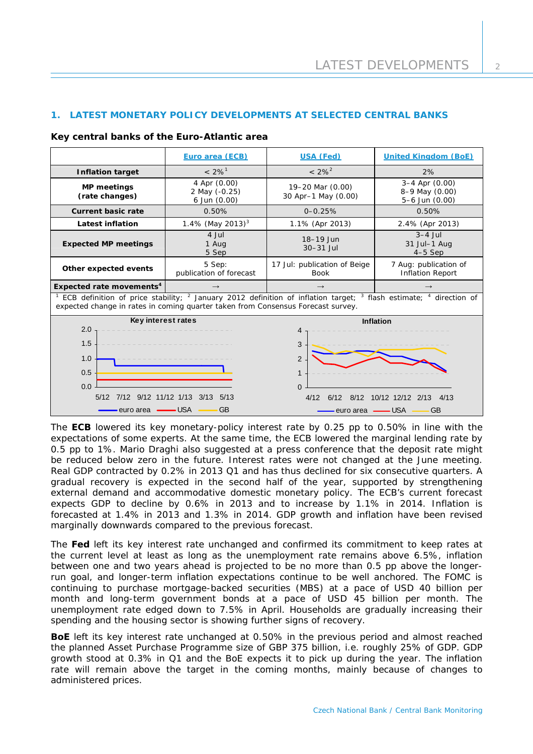## 1. LATEST MONETARY POLICY DEVELOPMENTS AT SELECTED CENTRAL BANKS

### Key central banks of the Euro-Atlantic area

| | Euro area (ECB) | USA (Fed) | United Kingdom (BoE) |
|---|---|---|---|
| **Inflation target** | < 2%[1] | < 2%[2] | 2% |
| **MP meetings (rate changes)** | 4 Apr (0.00)<br>2 May (-0.25)<br>6 Jun (0.00) | 19–20 Mar (0.00)<br>30 Apr–1 May (0.00) | 3–4 Apr (0.00)<br>8–9 May (0.00)<br>5–6 Jun (0.00) |
| **Current basic rate** | 0.50% | 0–0.25% | 0.50% |
| **Latest inflation** | 1.4% (May 2013)[3] | 1.1% (Apr 2013) | 2.4% (Apr 2013) |
| **Expected MP meetings** | 4 Jul<br>1 Aug<br>5 Sep | 18–19 Jun<br>30–31 Jul | 3–4 Jul<br>31 Jul–1 Aug<br>4–5 Sep |
| **Other expected events** | 5 Sep: publication of forecast | 17 Jul: publication of Beige Book | 7 Aug: publication of Inflation Report |
| **Expected rate movements[4]** | → | → | → |

[1] ECB definition of price stability; [2] January 2012 definition of inflation target; [3] flash estimate; [4] direction of expected change in rates in coming quarter taken from Consensus Forecast survey.

The **ECB** lowered its key monetary-policy interest rate by 0.25 pp to 0.50% in line with the expectations of some experts. At the same time, the ECB lowered the marginal lending rate by 0.5 pp to 1%. Mario Draghi also suggested at a press conference that the deposit rate might be reduced below zero in the future. Interest rates were not changed at the June meeting. Real GDP contracted by 0.2% in 2013 Q1 and has thus declined for six consecutive quarters. A gradual recovery is expected in the second half of the year, supported by strengthening external demand and accommodative domestic monetary policy. The ECB's current forecast expects GDP to decline by 0.6% in 2013 and to increase by 1.1% in 2014. Inflation is forecasted at 1.4% in 2013 and 1.3% in 2014. GDP growth and inflation have been revised marginally downwards compared to the previous forecast.

The **Fed** left its key interest rate unchanged and confirmed its commitment to keep rates at the current level at least as long as the unemployment rate remains above 6.5%, inflation between one and two years ahead is projected to be no more than 0.5 pp above the longer-run goal, and longer-term inflation expectations continue to be well anchored. The FOMC is continuing to purchase mortgage-backed securities (MBS) at a pace of USD 40 billion per month and long-term government bonds at a pace of USD 45 billion per month. The unemployment rate edged down to 7.5% in April. Households are gradually increasing their spending and the housing sector is showing further signs of recovery.

**BoE** left its key interest rate unchanged at 0.50% in the previous period and almost reached the planned Asset Purchase Programme size of GBP 375 billion, i.e. roughly 25% of GDP. GDP growth stood at 0.3% in Q1 and the BoE expects it to pick up during the year. The inflation rate will remain above the target in the coming months, mainly because of changes to administered prices.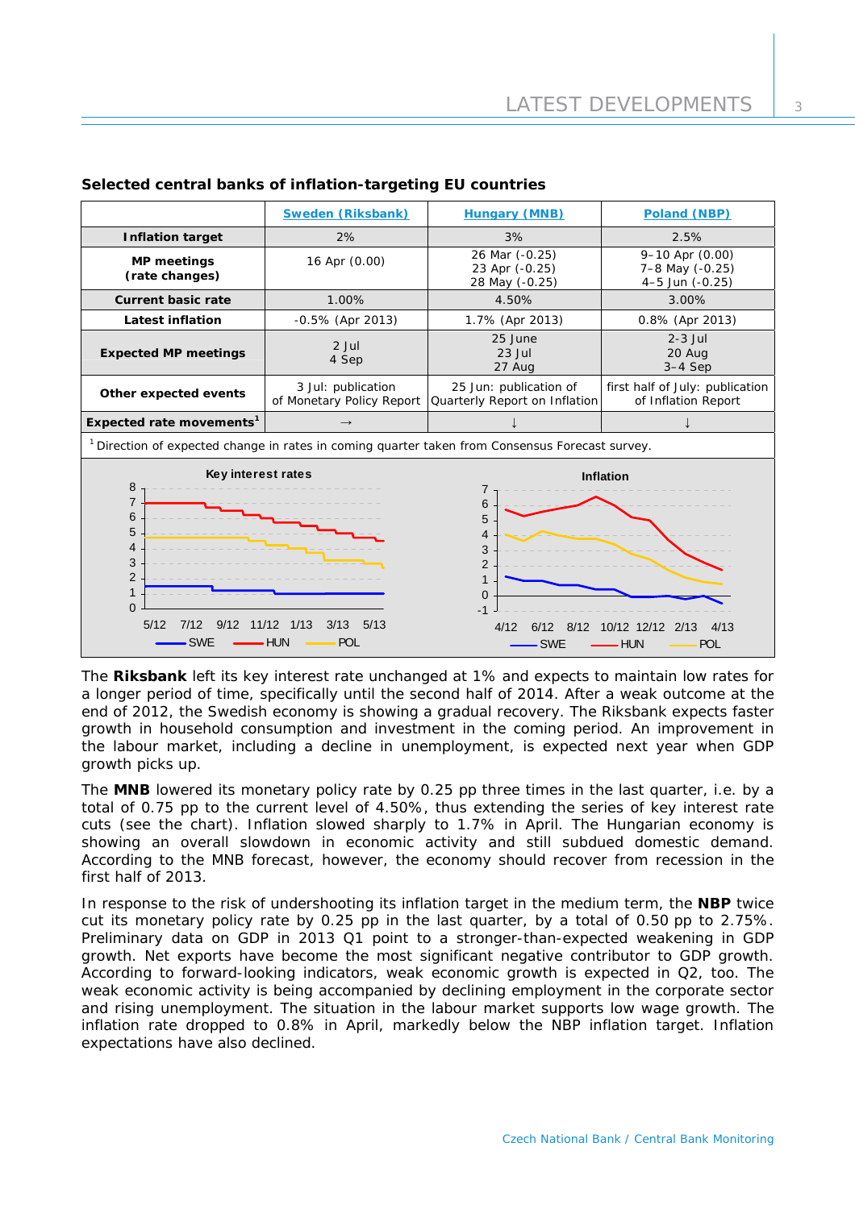**Selected central banks of inflation-targeting EU countries**

| | Sweden (Riksbank) | Hungary (MNB) | Poland (NBP) |
|---|---|---|---|
| **Inflation target** | 2% | 3% | 2.5% |
| **MP meetings (rate changes)** | 16 Apr (0.00) | 26 Mar (-0.25)<br>23 Apr (-0.25)<br>28 May (-0.25) | 9–10 Apr (0.00)<br>7–8 May (-0.25)<br>4–5 Jun (-0.25) |
| **Current basic rate** | 1.00% | 4.50% | 3.00% |
| **Latest inflation** | -0.5% (Apr 2013) | 1.7% (Apr 2013) | 0.8% (Apr 2013) |
| **Expected MP meetings** | 2 Jul<br>4 Sep | 25 June<br>23 Jul<br>27 Aug | 2-3 Jul<br>20 Aug<br>3–4 Sep |
| **Other expected events** | 3 Jul: publication of Monetary Policy Report | 25 Jun: publication of Quarterly Report on Inflation | first half of July: publication of Inflation Report |
| **Expected rate movements**[1] | → | ↓ | ↓ |

[1] Direction of expected change in rates in coming quarter taken from Consensus Forecast survey.

The **Riksbank** left its key interest rate unchanged at 1% and expects to maintain low rates for a longer period of time, specifically until the second half of 2014. After a weak outcome at the end of 2012, the Swedish economy is showing a gradual recovery. The Riksbank expects faster growth in household consumption and investment in the coming period. An improvement in the labour market, including a decline in unemployment, is expected next year when GDP growth picks up.

The **MNB** lowered its monetary policy rate by 0.25 pp three times in the last quarter, i.e. by a total of 0.75 pp to the current level of 4.50%, thus extending the series of key interest rate cuts (see the chart). Inflation slowed sharply to 1.7% in April. The Hungarian economy is showing an overall slowdown in economic activity and still subdued domestic demand. According to the MNB forecast, however, the economy should recover from recession in the first half of 2013.

In response to the risk of undershooting its inflation target in the medium term, the **NBP** twice cut its monetary policy rate by 0.25 pp in the last quarter, by a total of 0.50 pp to 2.75%. Preliminary data on GDP in 2013 Q1 point to a stronger-than-expected weakening in GDP growth. Net exports have become the most significant negative contributor to GDP growth. According to forward-looking indicators, weak economic growth is expected in Q2, too. The weak economic activity is being accompanied by declining employment in the corporate sector and rising unemployment. The situation in the labour market supports low wage growth. The inflation rate dropped to 0.8% in April, markedly below the NBP inflation target. Inflation expectations have also declined.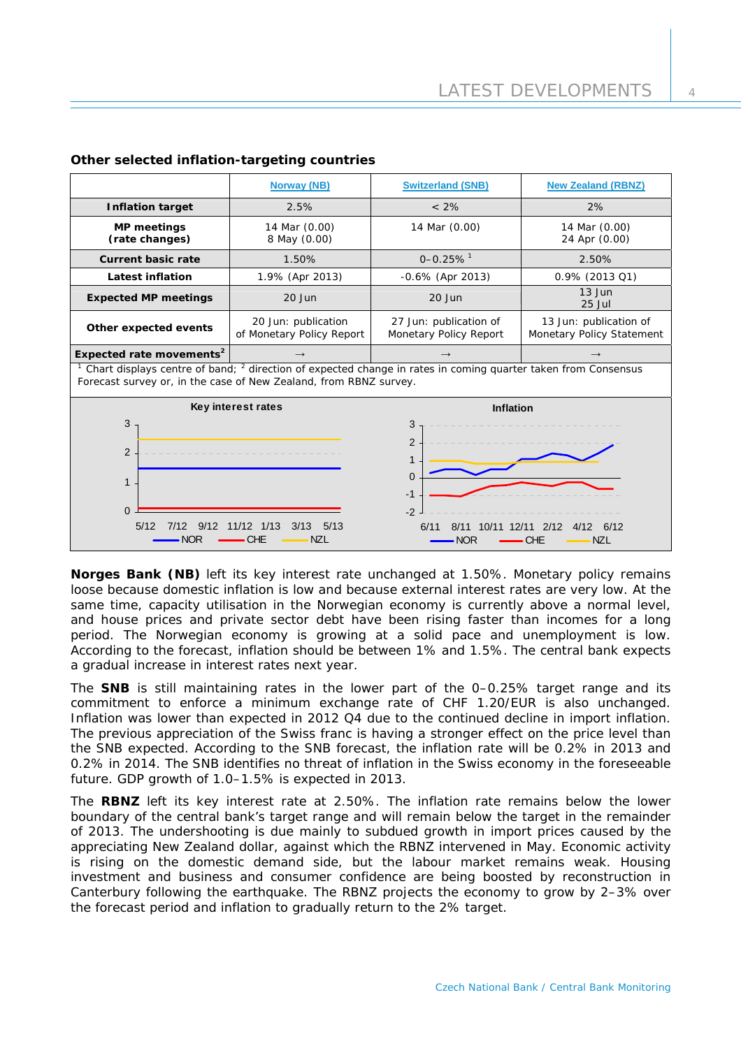**Other selected inflation-targeting countries**

| | Norway (NB) | Switzerland (SNB) | New Zealand (RBNZ) |
|---|---|---|---|
| **Inflation target** | 2.5% | < 2% | 2% |
| **MP meetings (rate changes)** | 14 Mar (0.00) 8 May (0.00) | 14 Mar (0.00) | 14 Mar (0.00) 24 Apr (0.00) |
| **Current basic rate** | 1.50% | 0–0.25% [1] | 2.50% |
| **Latest inflation** | 1.9% (Apr 2013) | -0.6% (Apr 2013) | 0.9% (2013 Q1) |
| **Expected MP meetings** | 20 Jun | 20 Jun | 13 Jun 25 Jul |
| **Other expected events** | 20 Jun: publication of Monetary Policy Report | 27 Jun: publication of Monetary Policy Report | 13 Jun: publication of Monetary Policy Statement |
| **Expected rate movements[2]** | → | → | → |

[1] Chart displays centre of band; [2] direction of expected change in rates in coming quarter taken from Consensus Forecast survey or, in the case of New Zealand, from RBNZ survey.

**Norges Bank (NB)** left its key interest rate unchanged at 1.50%. Monetary policy remains loose because domestic inflation is low and because external interest rates are very low. At the same time, capacity utilisation in the Norwegian economy is currently above a normal level, and house prices and private sector debt have been rising faster than incomes for a long period. The Norwegian economy is growing at a solid pace and unemployment is low. According to the forecast, inflation should be between 1% and 1.5%. The central bank expects a gradual increase in interest rates next year.

The **SNB** is still maintaining rates in the lower part of the 0–0.25% target range and its commitment to enforce a minimum exchange rate of CHF 1.20/EUR is also unchanged. Inflation was lower than expected in 2012 Q4 due to the continued decline in import inflation. The previous appreciation of the Swiss franc is having a stronger effect on the price level than the SNB expected. According to the SNB forecast, the inflation rate will be 0.2% in 2013 and 0.2% in 2014. The SNB identifies no threat of inflation in the Swiss economy in the foreseeable future. GDP growth of 1.0–1.5% is expected in 2013.

The **RBNZ** left its key interest rate at 2.50%. The inflation rate remains below the lower boundary of the central bank's target range and will remain below the target in the remainder of 2013. The undershooting is due mainly to subdued growth in import prices caused by the appreciating New Zealand dollar, against which the RBNZ intervened in May. Economic activity is rising on the domestic demand side, but the labour market remains weak. Housing investment and business and consumer confidence are being boosted by reconstruction in Canterbury following the earthquake. The RBNZ projects the economy to grow by 2–3% over the forecast period and inflation to gradually return to the 2% target.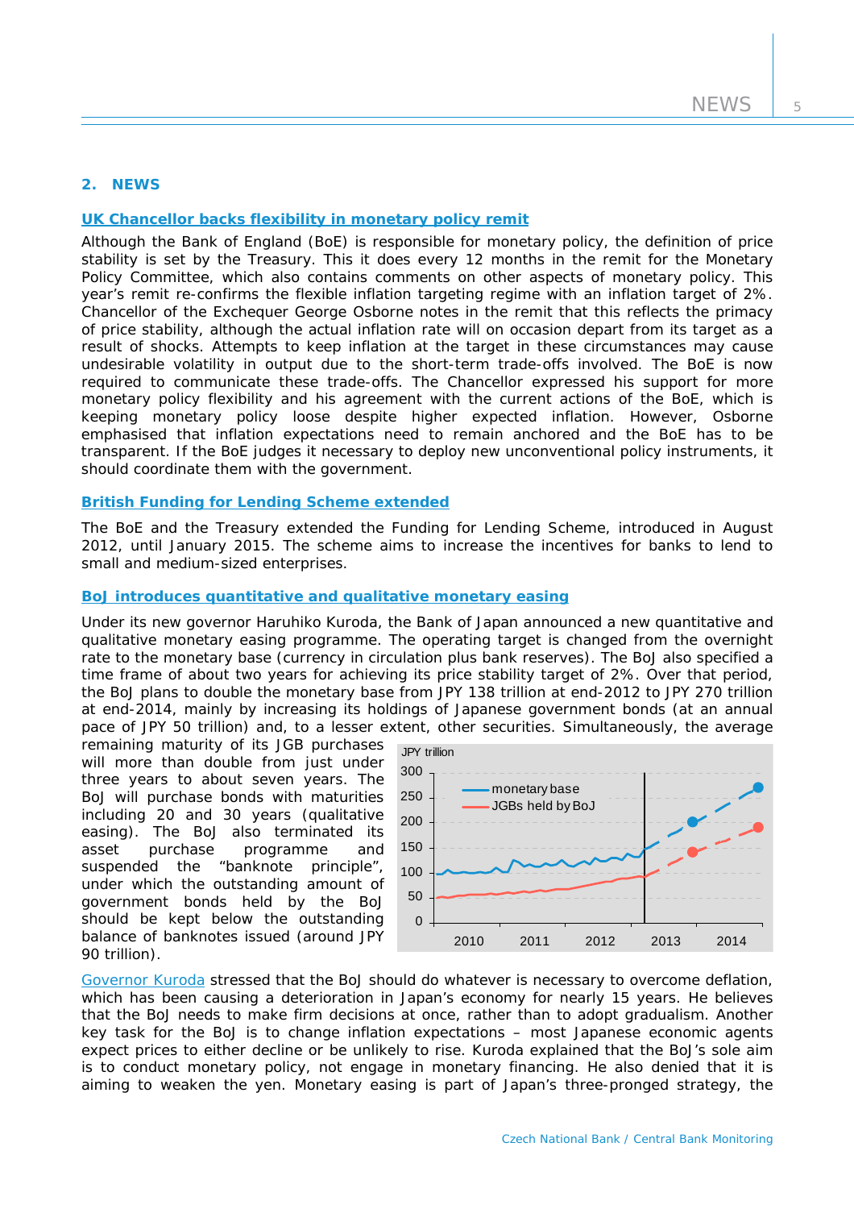## 2. NEWS

### UK Chancellor backs flexibility in monetary policy remit

Although the Bank of England (BoE) is responsible for monetary policy, the definition of price stability is set by the Treasury. This it does every 12 months in the remit for the Monetary Policy Committee, which also contains comments on other aspects of monetary policy. This year's remit re-confirms the flexible inflation targeting regime with an inflation target of 2%. Chancellor of the Exchequer George Osborne notes in the remit that this reflects the primacy of price stability, although the actual inflation rate will on occasion depart from its target as a result of shocks. Attempts to keep inflation at the target in these circumstances may cause undesirable volatility in output due to the short-term trade-offs involved. The BoE is now required to communicate these trade-offs. The Chancellor expressed his support for more monetary policy flexibility and his agreement with the current actions of the BoE, which is keeping monetary policy loose despite higher expected inflation. However, Osborne emphasised that inflation expectations need to remain anchored and the BoE has to be transparent. If the BoE judges it necessary to deploy new unconventional policy instruments, it should coordinate them with the government.

### British Funding for Lending Scheme extended

The BoE and the Treasury extended the Funding for Lending Scheme, introduced in August 2012, until January 2015. The scheme aims to increase the incentives for banks to lend to small and medium-sized enterprises.

### BoJ introduces quantitative and qualitative monetary easing

Under its new governor Haruhiko Kuroda, the Bank of Japan announced a new quantitative and qualitative monetary easing programme. The operating target is changed from the overnight rate to the monetary base (currency in circulation plus bank reserves). The BoJ also specified a time frame of about two years for achieving its price stability target of 2%. Over that period, the BoJ plans to double the monetary base from JPY 138 trillion at end-2012 to JPY 270 trillion at end-2014, mainly by increasing its holdings of Japanese government bonds (at an annual pace of JPY 50 trillion) and, to a lesser extent, other securities. Simultaneously, the average remaining maturity of its JGB purchases will more than double from just under three years to about seven years. The BoJ will purchase bonds with maturities including 20 and 30 years (qualitative easing). The BoJ also terminated its asset purchase programme and suspended the "banknote principle", under which the outstanding amount of government bonds held by the BoJ should be kept below the outstanding balance of banknotes issued (around JPY 90 trillion).

Governor Kuroda stressed that the BoJ should do whatever is necessary to overcome deflation, which has been causing a deterioration in Japan's economy for nearly 15 years. He believes that the BoJ needs to make firm decisions at once, rather than to adopt gradualism. Another key task for the BoJ is to change inflation expectations – most Japanese economic agents expect prices to either decline or be unlikely to rise. Kuroda explained that the BoJ's sole aim is to conduct monetary policy, not engage in monetary financing. He also denied that it is aiming to weaken the yen. Monetary easing is part of Japan's three-pronged strategy, the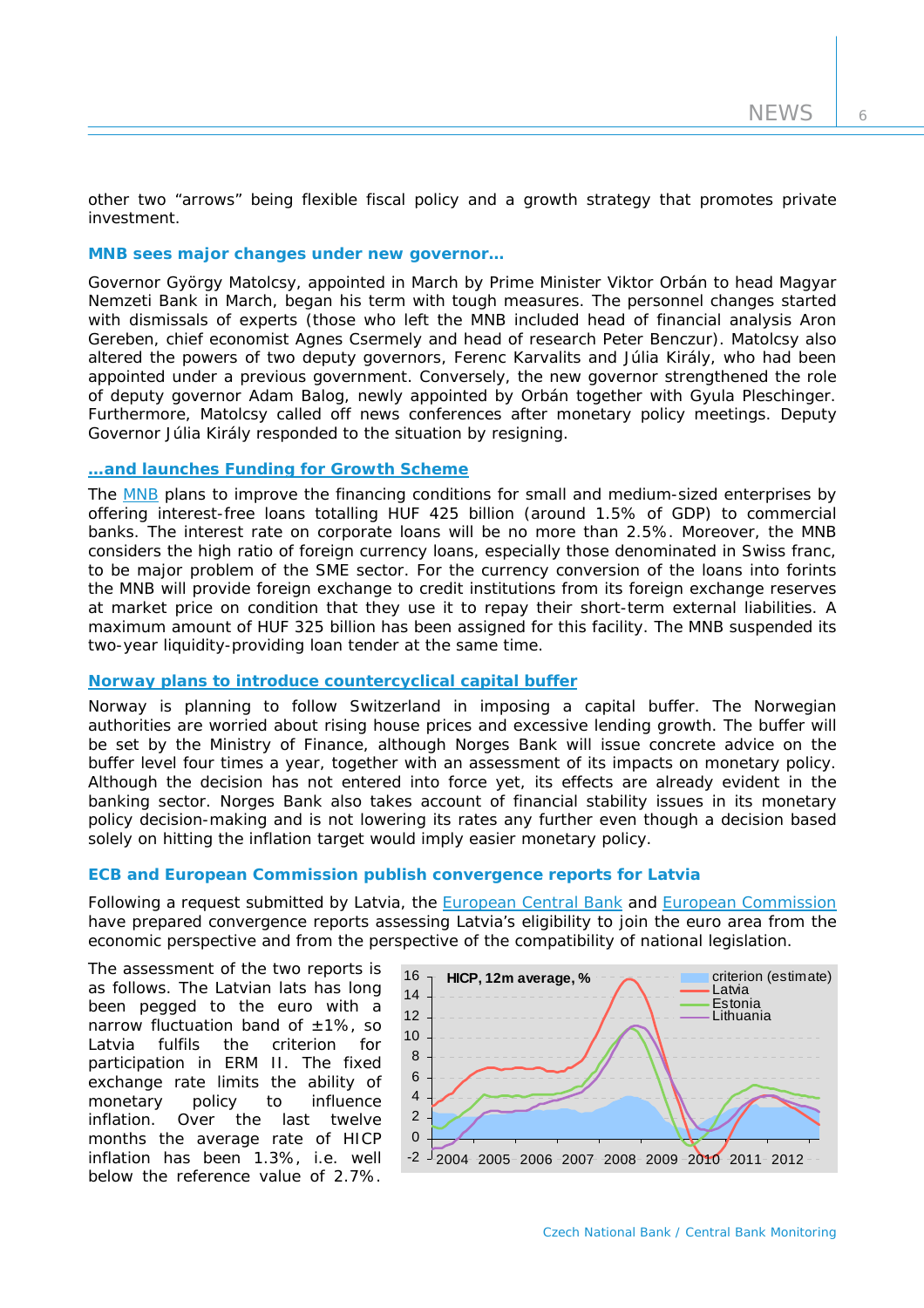other two “arrows” being flexible fiscal policy and a growth strategy that promotes private investment.

### MNB sees major changes under new governor…

Governor György Matolcsy, appointed in March by Prime Minister Viktor Orbán to head Magyar Nemzeti Bank in March, began his term with tough measures. The personnel changes started with dismissals of experts (those who left the MNB included head of financial analysis Aron Gereben, chief economist Agnes Csermely and head of research Peter Benczur). Matolcsy also altered the powers of two deputy governors, Ferenc Karvalits and Júlia Király, who had been appointed under a previous government. Conversely, the new governor strengthened the role of deputy governor Adam Balog, newly appointed by Orbán together with Gyula Pleschinger. Furthermore, Matolcsy called off news conferences after monetary policy meetings. Deputy Governor Júlia Király responded to the situation by resigning.

### …and launches Funding for Growth Scheme

The MNB plans to improve the financing conditions for small and medium-sized enterprises by offering interest-free loans totalling HUF 425 billion (around 1.5% of GDP) to commercial banks. The interest rate on corporate loans will be no more than 2.5%. Moreover, the MNB considers the high ratio of foreign currency loans, especially those denominated in Swiss franc, to be major problem of the SME sector. For the currency conversion of the loans into forints the MNB will provide foreign exchange to credit institutions from its foreign exchange reserves at market price on condition that they use it to repay their short-term external liabilities. A maximum amount of HUF 325 billion has been assigned for this facility. The MNB suspended its two-year liquidity-providing loan tender at the same time.

### Norway plans to introduce countercyclical capital buffer

Norway is planning to follow Switzerland in imposing a capital buffer. The Norwegian authorities are worried about rising house prices and excessive lending growth. The buffer will be set by the Ministry of Finance, although Norges Bank will issue concrete advice on the buffer level four times a year, together with an assessment of its impacts on monetary policy. Although the decision has not entered into force yet, its effects are already evident in the banking sector. Norges Bank also takes account of financial stability issues in its monetary policy decision-making and is not lowering its rates any further even though a decision based solely on hitting the inflation target would imply easier monetary policy.

### ECB and European Commission publish convergence reports for Latvia

Following a request submitted by Latvia, the European Central Bank and European Commission have prepared convergence reports assessing Latvia’s eligibility to join the euro area from the economic perspective and from the perspective of the compatibility of national legislation.

The assessment of the two reports is as follows. The Latvian lats has long been pegged to the euro with a narrow fluctuation band of ±1%, so Latvia fulfils the criterion for participation in ERM II. The fixed exchange rate limits the ability of monetary policy to influence inflation. Over the last twelve months the average rate of HICP inflation has been 1.3%, i.e. well below the reference value of 2.7%.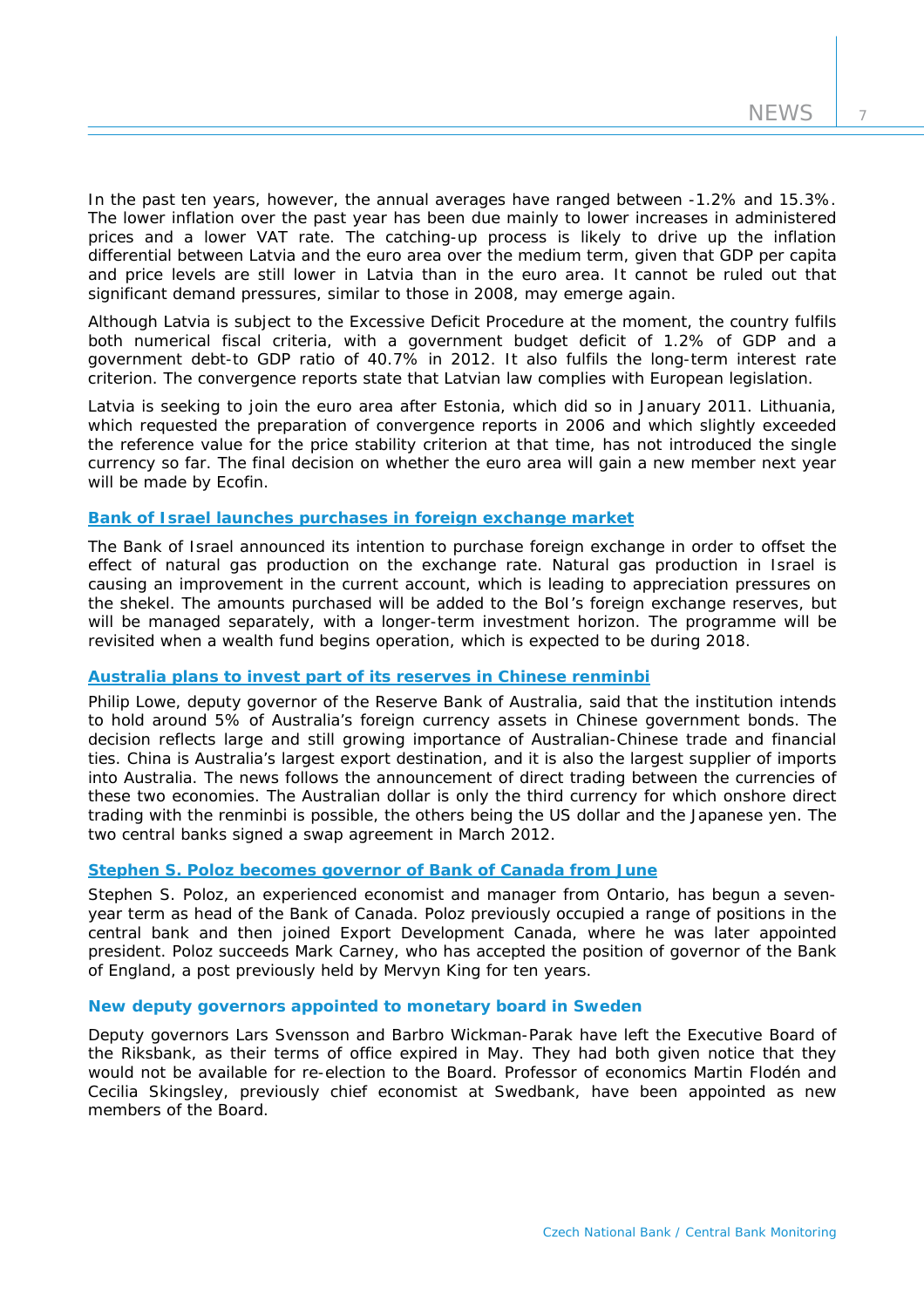In the past ten years, however, the annual averages have ranged between -1.2% and 15.3%. The lower inflation over the past year has been due mainly to lower increases in administered prices and a lower VAT rate. The catching-up process is likely to drive up the inflation differential between Latvia and the euro area over the medium term, given that GDP per capita and price levels are still lower in Latvia than in the euro area. It cannot be ruled out that significant demand pressures, similar to those in 2008, may emerge again.

Although Latvia is subject to the Excessive Deficit Procedure at the moment, the country fulfils both numerical fiscal criteria, with a government budget deficit of 1.2% of GDP and a government debt-to GDP ratio of 40.7% in 2012. It also fulfils the long-term interest rate criterion. The convergence reports state that Latvian law complies with European legislation.

Latvia is seeking to join the euro area after Estonia, which did so in January 2011. Lithuania, which requested the preparation of convergence reports in 2006 and which slightly exceeded the reference value for the price stability criterion at that time, has not introduced the single currency so far. The final decision on whether the euro area will gain a new member next year will be made by Ecofin.

### Bank of Israel launches purchases in foreign exchange market

The Bank of Israel announced its intention to purchase foreign exchange in order to offset the effect of natural gas production on the exchange rate. Natural gas production in Israel is causing an improvement in the current account, which is leading to appreciation pressures on the shekel. The amounts purchased will be added to the BoI's foreign exchange reserves, but will be managed separately, with a longer-term investment horizon. The programme will be revisited when a wealth fund begins operation, which is expected to be during 2018.

### Australia plans to invest part of its reserves in Chinese renminbi

Philip Lowe, deputy governor of the Reserve Bank of Australia, said that the institution intends to hold around 5% of Australia's foreign currency assets in Chinese government bonds. The decision reflects large and still growing importance of Australian-Chinese trade and financial ties. China is Australia's largest export destination, and it is also the largest supplier of imports into Australia. The news follows the announcement of direct trading between the currencies of these two economies. The Australian dollar is only the third currency for which onshore direct trading with the renminbi is possible, the others being the US dollar and the Japanese yen. The two central banks signed a swap agreement in March 2012.

### Stephen S. Poloz becomes governor of Bank of Canada from June

Stephen S. Poloz, an experienced economist and manager from Ontario, has begun a seven-year term as head of the Bank of Canada. Poloz previously occupied a range of positions in the central bank and then joined Export Development Canada, where he was later appointed president. Poloz succeeds Mark Carney, who has accepted the position of governor of the Bank of England, a post previously held by Mervyn King for ten years.

### New deputy governors appointed to monetary board in Sweden

Deputy governors Lars Svensson and Barbro Wickman-Parak have left the Executive Board of the Riksbank, as their terms of office expired in May. They had both given notice that they would not be available for re-election to the Board. Professor of economics Martin Flodén and Cecilia Skingsley, previously chief economist at Swedbank, have been appointed as new members of the Board.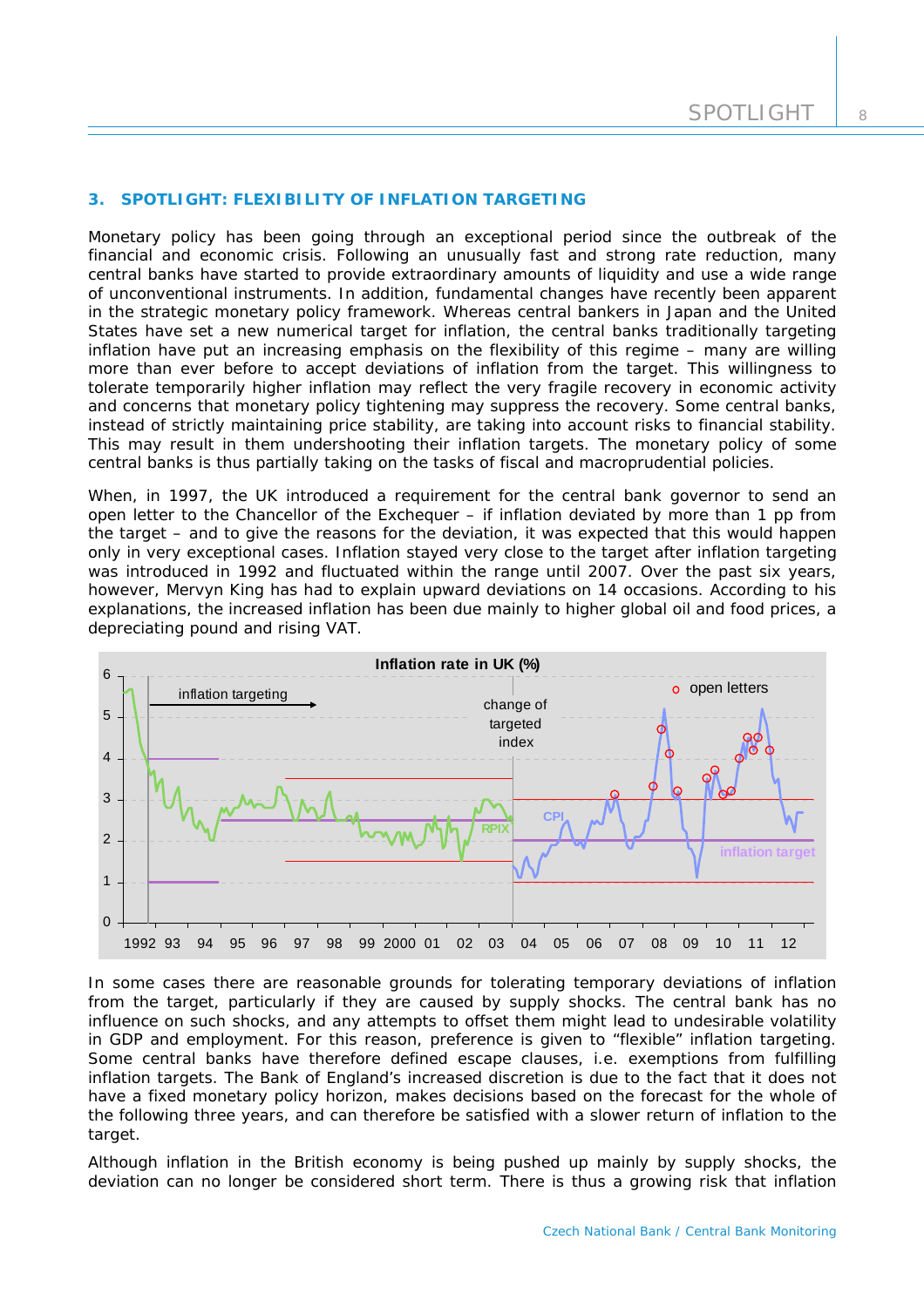### 3. SPOTLIGHT: FLEXIBILITY OF INFLATION TARGETING

Monetary policy has been going through an exceptional period since the outbreak of the financial and economic crisis. Following an unusually fast and strong rate reduction, many central banks have started to provide extraordinary amounts of liquidity and use a wide range of unconventional instruments. In addition, fundamental changes have recently been apparent in the strategic monetary policy framework. Whereas central bankers in Japan and the United States have set a new numerical target for inflation, the central banks traditionally targeting inflation have put an increasing emphasis on the flexibility of this regime – many are willing more than ever before to accept deviations of inflation from the target. This willingness to tolerate temporarily higher inflation may reflect the very fragile recovery in economic activity and concerns that monetary policy tightening may suppress the recovery. Some central banks, instead of strictly maintaining price stability, are taking into account risks to financial stability. This may result in them undershooting their inflation targets. The monetary policy of some central banks is thus partially taking on the tasks of fiscal and macroprudential policies.

When, in 1997, the UK introduced a requirement for the central bank governor to send an open letter to the Chancellor of the Exchequer – if inflation deviated by more than 1 pp from the target – and to give the reasons for the deviation, it was expected that this would happen only in very exceptional cases. Inflation stayed very close to the target after inflation targeting was introduced in 1992 and fluctuated within the range until 2007. Over the past six years, however, Mervyn King has had to explain upward deviations on 14 occasions. According to his explanations, the increased inflation has been due mainly to higher global oil and food prices, a depreciating pound and rising VAT.

**Inflation rate in UK (%)**

In some cases there are reasonable grounds for tolerating temporary deviations of inflation from the target, particularly if they are caused by supply shocks. The central bank has no influence on such shocks, and any attempts to offset them might lead to undesirable volatility in GDP and employment. For this reason, preference is given to "flexible" inflation targeting. Some central banks have therefore defined escape clauses, i.e. exemptions from fulfilling inflation targets. The Bank of England's increased discretion is due to the fact that it does not have a fixed monetary policy horizon, makes decisions based on the forecast for the whole of the following three years, and can therefore be satisfied with a slower return of inflation to the target.

Although inflation in the British economy is being pushed up mainly by supply shocks, the deviation can no longer be considered short term. There is thus a growing risk that inflation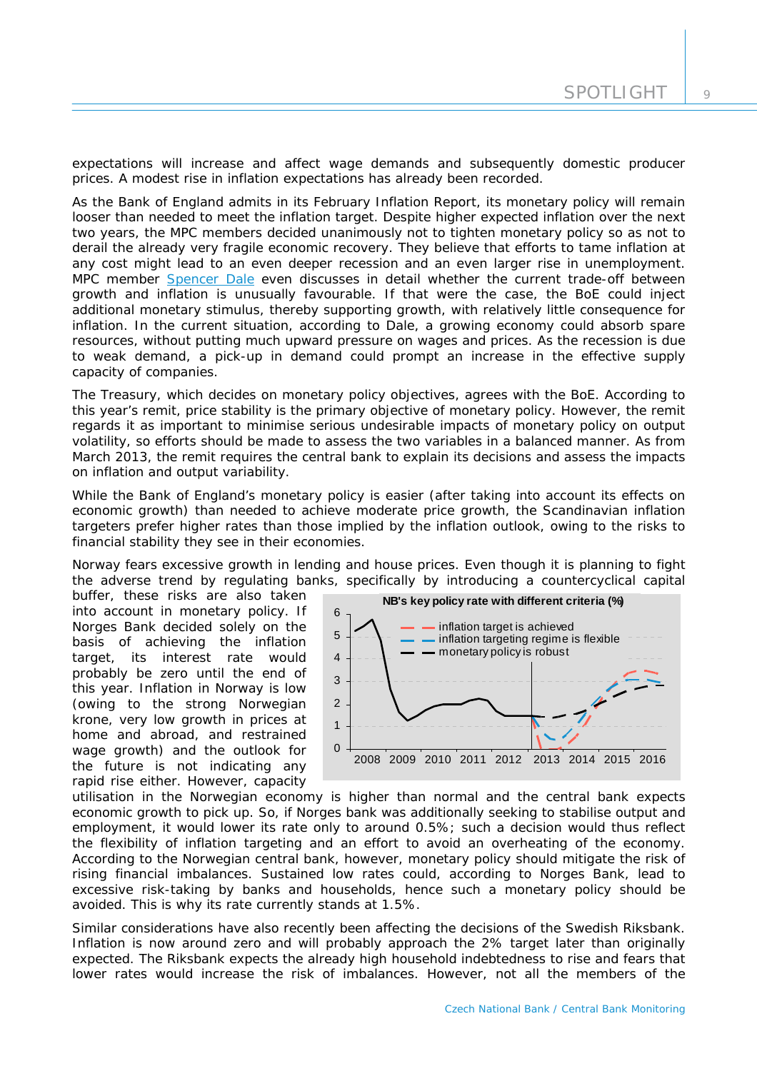expectations will increase and affect wage demands and subsequently domestic producer prices. A modest rise in inflation expectations has already been recorded.

As the Bank of England admits in its February Inflation Report, its monetary policy will remain looser than needed to meet the inflation target. Despite higher expected inflation over the next two years, the MPC members decided unanimously not to tighten monetary policy so as not to derail the already very fragile economic recovery. They believe that efforts to tame inflation at any cost might lead to an even deeper recession and an even larger rise in unemployment. MPC member Spencer Dale even discusses in detail whether the current trade-off between growth and inflation is unusually favourable. If that were the case, the BoE could inject additional monetary stimulus, thereby supporting growth, with relatively little consequence for inflation. In the current situation, according to Dale, a growing economy could absorb spare resources, without putting much upward pressure on wages and prices. As the recession is due to weak demand, a pick-up in demand could prompt an increase in the effective supply capacity of companies.

The Treasury, which decides on monetary policy objectives, agrees with the BoE. According to this year's remit, price stability is the primary objective of monetary policy. However, the remit regards it as important to minimise serious undesirable impacts of monetary policy on output volatility, so efforts should be made to assess the two variables in a balanced manner. As from March 2013, the remit requires the central bank to explain its decisions and assess the impacts on inflation and output variability.

While the Bank of England's monetary policy is easier (after taking into account its effects on economic growth) than needed to achieve moderate price growth, the Scandinavian inflation targeters prefer higher rates than those implied by the inflation outlook, owing to the risks to financial stability they see in their economies.

Norway fears excessive growth in lending and house prices. Even though it is planning to fight the adverse trend by regulating banks, specifically by introducing a countercyclical capital buffer, these risks are also taken into account in monetary policy. If Norges Bank decided solely on the basis of achieving the inflation target, its interest rate would probably be zero until the end of this year. Inflation in Norway is low (owing to the strong Norwegian krone, very low growth in prices at home and abroad, and restrained wage growth) and the outlook for the future is not indicating any rapid rise either. However, capacity utilisation in the Norwegian economy is higher than normal and the central bank expects economic growth to pick up. So, if Norges bank was additionally seeking to stabilise output and employment, it would lower its rate only to around 0.5%; such a decision would thus reflect the flexibility of inflation targeting and an effort to avoid an overheating of the economy. According to the Norwegian central bank, however, monetary policy should mitigate the risk of rising financial imbalances. Sustained low rates could, according to Norges Bank, lead to excessive risk-taking by banks and households, hence such a monetary policy should be avoided. This is why its rate currently stands at 1.5%.

**NB's key policy rate with different criteria (%)**

Legend: inflation target is achieved; inflation targeting regime is flexible; monetary policy is robust

Similar considerations have also recently been affecting the decisions of the Swedish Riksbank. Inflation is now around zero and will probably approach the 2% target later than originally expected. The Riksbank expects the already high household indebtedness to rise and fears that lower rates would increase the risk of imbalances. However, not all the members of the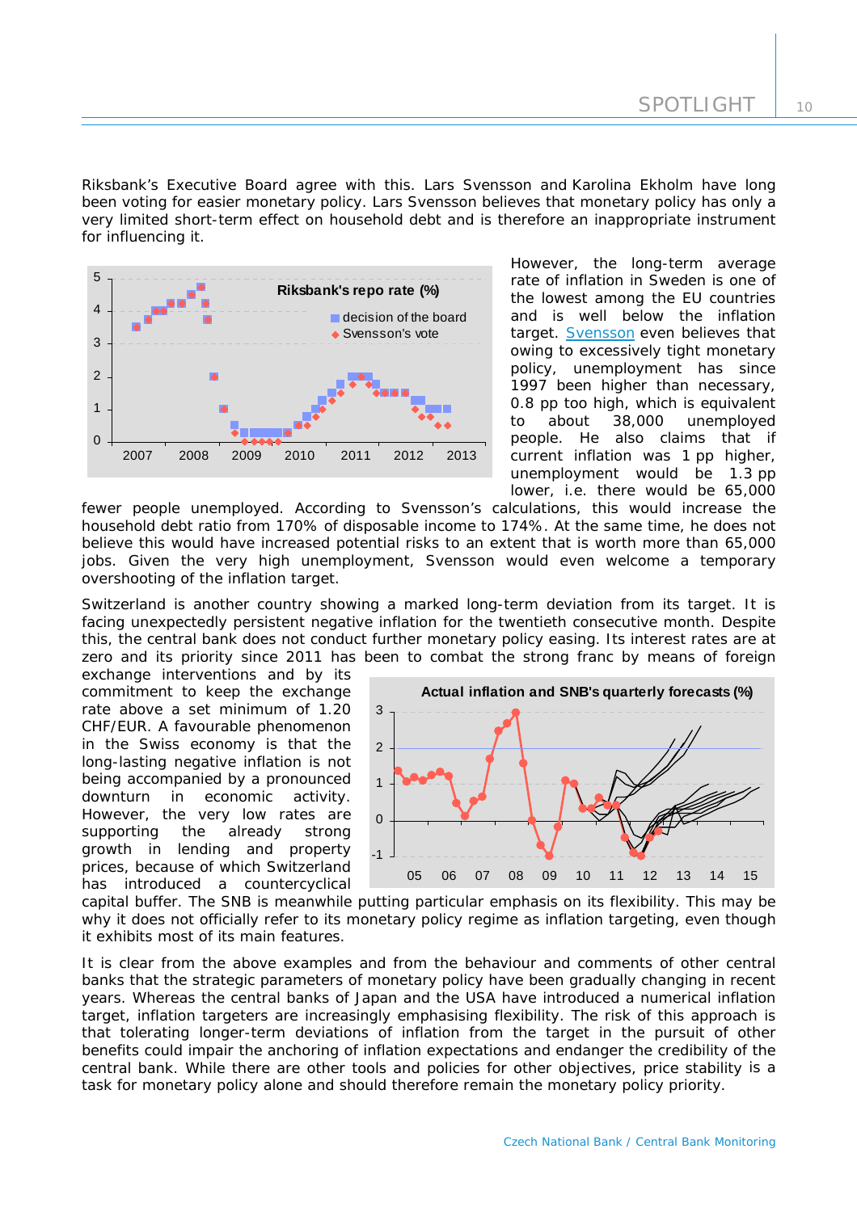Riksbank's Executive Board agree with this. Lars Svensson and Karolina Ekholm have long been voting for easier monetary policy. Lars Svensson believes that monetary policy has only a very limited short-term effect on household debt and is therefore an inappropriate instrument for influencing it.

However, the long-term average rate of inflation in Sweden is one of the lowest among the EU countries and is well below the inflation target. Svensson even believes that owing to excessively tight monetary policy, unemployment has since 1997 been higher than necessary, 0.8 pp too high, which is equivalent to about 38,000 unemployed people. He also claims that if current inflation was 1 pp higher, unemployment would be 1.3 pp lower, i.e. there would be 65,000 fewer people unemployed. According to Svensson's calculations, this would increase the household debt ratio from 170% of disposable income to 174%. At the same time, he does not believe this would have increased potential risks to an extent that is worth more than 65,000 jobs. Given the very high unemployment, Svensson would even welcome a temporary overshooting of the inflation target.

Switzerland is another country showing a marked long-term deviation from its target. It is facing unexpectedly persistent negative inflation for the twentieth consecutive month. Despite this, the central bank does not conduct further monetary policy easing. Its interest rates are at zero and its priority since 2011 has been to combat the strong franc by means of foreign exchange interventions and by its commitment to keep the exchange rate above a set minimum of 1.20 CHF/EUR. A favourable phenomenon in the Swiss economy is that the long-lasting negative inflation is not being accompanied by a pronounced downturn in economic activity. However, the very low rates are supporting the already strong growth in lending and property prices, because of which Switzerland has introduced a countercyclical capital buffer. The SNB is meanwhile putting particular emphasis on its flexibility. This may be why it does not officially refer to its monetary policy regime as inflation targeting, even though it exhibits most of its main features.

It is clear from the above examples and from the behaviour and comments of other central banks that the strategic parameters of monetary policy have been gradually changing in recent years. Whereas the central banks of Japan and the USA have introduced a numerical inflation target, inflation targeters are increasingly emphasising flexibility. The risk of this approach is that tolerating longer-term deviations of inflation from the target in the pursuit of other benefits could impair the anchoring of inflation expectations and endanger the credibility of the central bank. While there are other tools and policies for other objectives, price stability is a task for monetary policy alone and should therefore remain the monetary policy priority.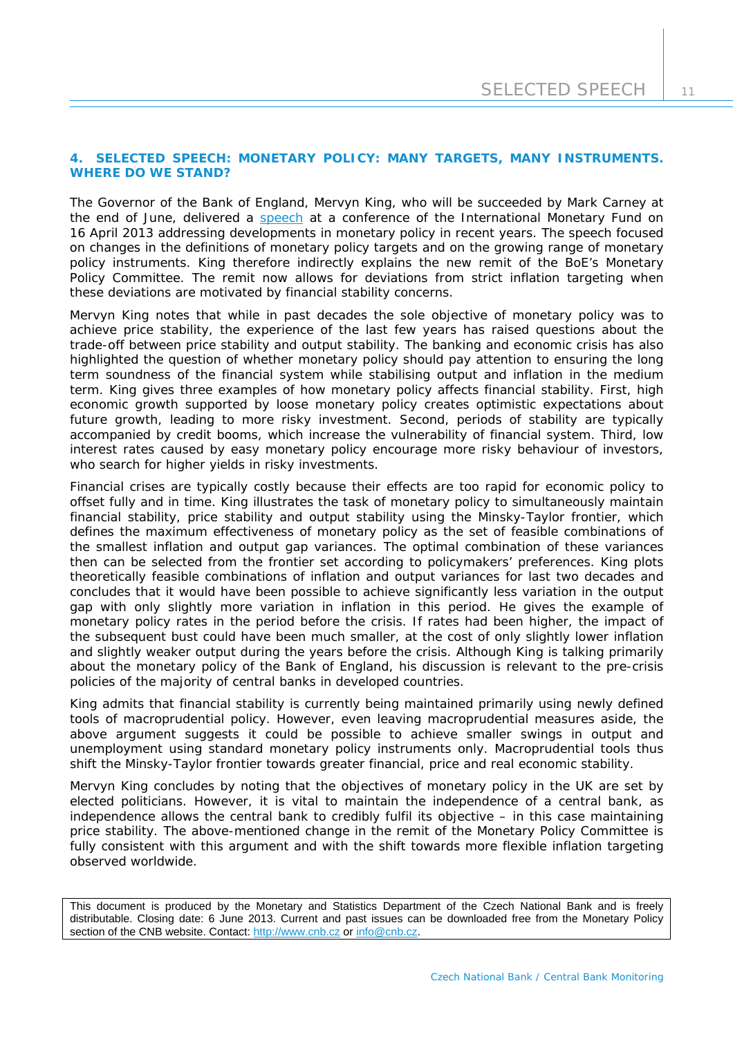## 4. SELECTED SPEECH: MONETARY POLICY: MANY TARGETS, MANY INSTRUMENTS. WHERE DO WE STAND?

The Governor of the Bank of England, Mervyn King, who will be succeeded by Mark Carney at the end of June, delivered a speech at a conference of the International Monetary Fund on 16 April 2013 addressing developments in monetary policy in recent years. The speech focused on changes in the definitions of monetary policy targets and on the growing range of monetary policy instruments. King therefore indirectly explains the new remit of the BoE's Monetary Policy Committee. The remit now allows for deviations from strict inflation targeting when these deviations are motivated by financial stability concerns.

Mervyn King notes that while in past decades the sole objective of monetary policy was to achieve price stability, the experience of the last few years has raised questions about the trade-off between price stability and output stability. The banking and economic crisis has also highlighted the question of whether monetary policy should pay attention to ensuring the long term soundness of the financial system while stabilising output and inflation in the medium term. King gives three examples of how monetary policy affects financial stability. First, high economic growth supported by loose monetary policy creates optimistic expectations about future growth, leading to more risky investment. Second, periods of stability are typically accompanied by credit booms, which increase the vulnerability of financial system. Third, low interest rates caused by easy monetary policy encourage more risky behaviour of investors, who search for higher yields in risky investments.

Financial crises are typically costly because their effects are too rapid for economic policy to offset fully and in time. King illustrates the task of monetary policy to simultaneously maintain financial stability, price stability and output stability using the Minsky-Taylor frontier, which defines the maximum effectiveness of monetary policy as the set of feasible combinations of the smallest inflation and output gap variances. The optimal combination of these variances then can be selected from the frontier set according to policymakers' preferences. King plots theoretically feasible combinations of inflation and output variances for last two decades and concludes that it would have been possible to achieve significantly less variation in the output gap with only slightly more variation in inflation in this period. He gives the example of monetary policy rates in the period before the crisis. If rates had been higher, the impact of the subsequent bust could have been much smaller, at the cost of only slightly lower inflation and slightly weaker output during the years before the crisis. Although King is talking primarily about the monetary policy of the Bank of England, his discussion is relevant to the pre-crisis policies of the majority of central banks in developed countries.

King admits that financial stability is currently being maintained primarily using newly defined tools of macroprudential policy. However, even leaving macroprudential measures aside, the above argument suggests it could be possible to achieve smaller swings in output and unemployment using standard monetary policy instruments only. Macroprudential tools thus shift the Minsky-Taylor frontier towards greater financial, price and real economic stability.

Mervyn King concludes by noting that the objectives of monetary policy in the UK are set by elected politicians. However, it is vital to maintain the independence of a central bank, as independence allows the central bank to credibly fulfil its objective – in this case maintaining price stability. The above-mentioned change in the remit of the Monetary Policy Committee is fully consistent with this argument and with the shift towards more flexible inflation targeting observed worldwide.

This document is produced by the Monetary and Statistics Department of the Czech National Bank and is freely distributable. Closing date: 6 June 2013. Current and past issues can be downloaded free from the Monetary Policy section of the CNB website. Contact: http://www.cnb.cz or info@cnb.cz.